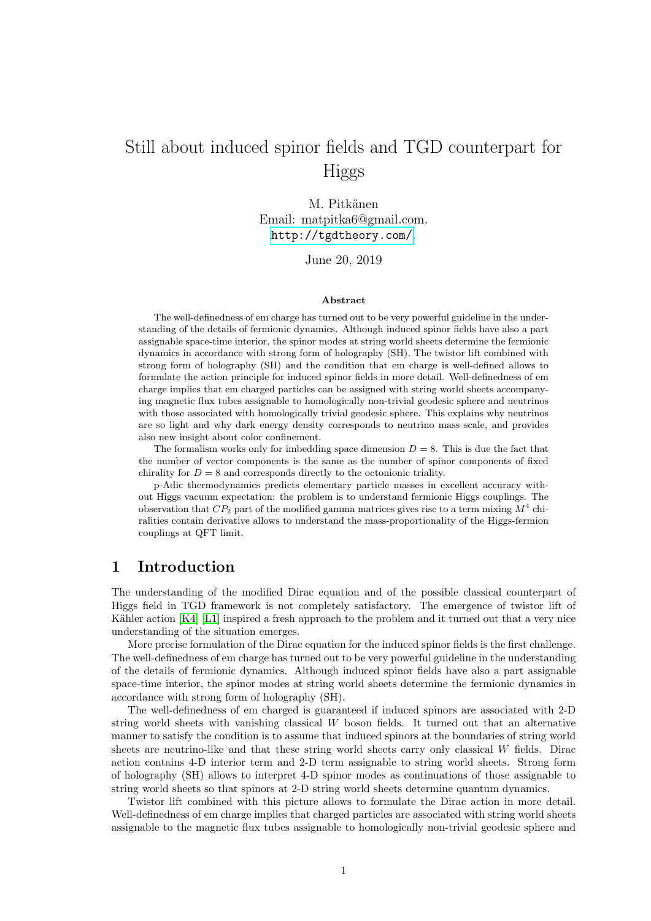# Still about induced spinor fields and TGD counterpart for Higgs

M. Pitkänen
Email: matpitka6@gmail.com.
http://tgdtheory.com/.

June 20, 2019

### Abstract

The well-definedness of em charge has turned out to be very powerful guideline in the understanding of the details of fermionic dynamics. Although induced spinor fields have also a part assignable space-time interior, the spinor modes at string world sheets determine the fermionic dynamics in accordance with strong form of holography (SH). The twistor lift combined with strong form of holography (SH) and the condition that em charge is well-defined allows to formulate the action principle for induced spinor fields in more detail. Well-definedness of em charge implies that em charged particles can be assigned with string world sheets accompanying magnetic flux tubes assignable to homologically non-trivial geodesic sphere and neutrinos with those associated with homologically trivial geodesic sphere. This explains why neutrinos are so light and why dark energy density corresponds to neutrino mass scale, and provides also new insight about color confinement.

The formalism works only for imbedding space dimension $D = 8$. This is due the fact that the number of vector components is the same as the number of spinor components of fixed chirality for $D = 8$ and corresponds directly to the octonionic triality.

p-Adic thermodynamics predicts elementary particle masses in excellent accuracy without Higgs vacuum expectation: the problem is to understand fermionic Higgs couplings. The observation that $CP_2$ part of the modified gamma matrices gives rise to a term mixing $M^4$ chiralities contain derivative allows to understand the mass-proportionality of the Higgs-fermion couplings at QFT limit.

## 1 Introduction

The understanding of the modified Dirac equation and of the possible classical counterpart of Higgs field in TGD framework is not completely satisfactory. The emergence of twistor lift of Kähler action [K4] [L1] inspired a fresh approach to the problem and it turned out that a very nice understanding of the situation emerges.

More precise formulation of the Dirac equation for the induced spinor fields is the first challenge. The well-definedness of em charge has turned out to be very powerful guideline in the understanding of the details of fermionic dynamics. Although induced spinor fields have also a part assignable space-time interior, the spinor modes at string world sheets determine the fermionic dynamics in accordance with strong form of holography (SH).

The well-definedness of em charged is guaranteed if induced spinors are associated with 2-D string world sheets with vanishing classical $W$ boson fields. It turned out that an alternative manner to satisfy the condition is to assume that induced spinors at the boundaries of string world sheets are neutrino-like and that these string world sheets carry only classical $W$ fields. Dirac action contains 4-D interior term and 2-D term assignable to string world sheets. Strong form of holography (SH) allows to interpret 4-D spinor modes as continuations of those assignable to string world sheets so that spinors at 2-D string world sheets determine quantum dynamics.

Twistor lift combined with this picture allows to formulate the Dirac action in more detail. Well-definedness of em charge implies that charged particles are associated with string world sheets assignable to the magnetic flux tubes assignable to homologically non-trivial geodesic sphere and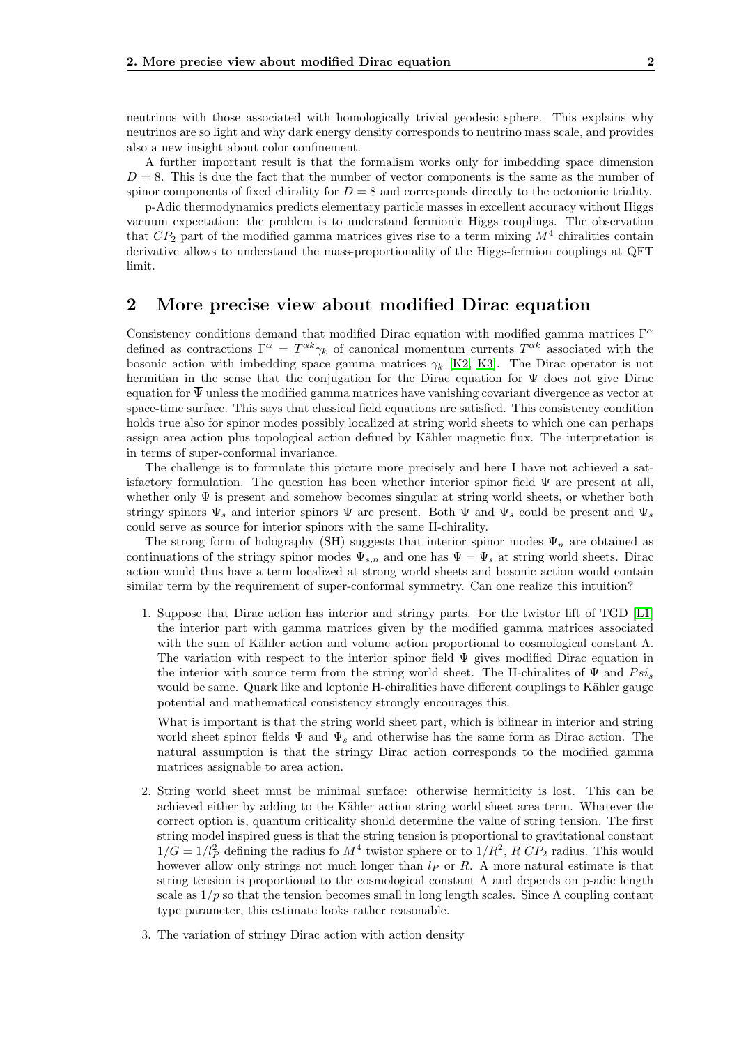neutrinos with those associated with homologically trivial geodesic sphere. This explains why neutrinos are so light and why dark energy density corresponds to neutrino mass scale, and provides also a new insight about color confinement.

A further important result is that the formalism works only for imbedding space dimension $D = 8$. This is due the fact that the number of vector components is the same as the number of spinor components of fixed chirality for $D = 8$ and corresponds directly to the octonionic triality.

p-Adic thermodynamics predicts elementary particle masses in excellent accuracy without Higgs vacuum expectation: the problem is to understand fermionic Higgs couplings. The observation that $CP_2$ part of the modified gamma matrices gives rise to a term mixing $M^4$ chiralities contain derivative allows to understand the mass-proportionality of the Higgs-fermion couplings at QFT limit.

## 2 More precise view about modified Dirac equation

Consistency conditions demand that modified Dirac equation with modified gamma matrices $\Gamma^\alpha$ defined as contractions $\Gamma^\alpha = T^{\alpha k}\gamma_k$ of canonical momentum currents $T^{\alpha k}$ associated with the bosonic action with imbedding space gamma matrices $\gamma_k$ [K2, K3]. The Dirac operator is not hermitian in the sense that the conjugation for the Dirac equation for $\Psi$ does not give Dirac equation for $\overline{\Psi}$ unless the modified gamma matrices have vanishing covariant divergence as vector at space-time surface. This says that classical field equations are satisfied. This consistency condition holds true also for spinor modes possibly localized at string world sheets to which one can perhaps assign area action plus topological action defined by Kähler magnetic flux. The interpretation is in terms of super-conformal invariance.

The challenge is to formulate this picture more precisely and here I have not achieved a satisfactory formulation. The question has been whether interior spinor field $\Psi$ are present at all, whether only $\Psi$ is present and somehow becomes singular at string world sheets, or whether both stringy spinors $\Psi_s$ and interior spinors $\Psi$ are present. Both $\Psi$ and $\Psi_s$ could be present and $\Psi_s$ could serve as source for interior spinors with the same H-chirality.

The strong form of holography (SH) suggests that interior spinor modes $\Psi_n$ are obtained as continuations of the stringy spinor modes $\Psi_{s,n}$ and one has $\Psi = \Psi_s$ at string world sheets. Dirac action would thus have a term localized at strong world sheets and bosonic action would contain similar term by the requirement of super-conformal symmetry. Can one realize this intuition?

1. Suppose that Dirac action has interior and stringy parts. For the twistor lift of TGD [L1] the interior part with gamma matrices given by the modified gamma matrices associated with the sum of Kähler action and volume action proportional to cosmological constant $\Lambda$. The variation with respect to the interior spinor field $\Psi$ gives modified Dirac equation in the interior with source term from the string world sheet. The H-chiralites of $\Psi$ and $Psi_s$ would be same. Quark like and leptonic H-chiralities have different couplings to Kähler gauge potential and mathematical consistency strongly encourages this.

   What is important is that the string world sheet part, which is bilinear in interior and string world sheet spinor fields $\Psi$ and $\Psi_s$ and otherwise has the same form as Dirac action. The natural assumption is that the stringy Dirac action corresponds to the modified gamma matrices assignable to area action.

2. String world sheet must be minimal surface: otherwise hermiticity is lost. This can be achieved either by adding to the Kähler action string world sheet area term. Whatever the correct option is, quantum criticality should determine the value of string tension. The first string model inspired guess is that the string tension is proportional to gravitational constant $1/G = 1/l_P^2$ defining the radius fo $M^4$ twistor sphere or to $1/R^2$, $R$ $CP_2$ radius. This would however allow only strings not much longer than $l_P$ or $R$. A more natural estimate is that string tension is proportional to the cosmological constant $\Lambda$ and depends on p-adic length scale as $1/p$ so that the tension becomes small in long length scales. Since $\Lambda$ coupling contant type parameter, this estimate looks rather reasonable.

3. The variation of stringy Dirac action with action density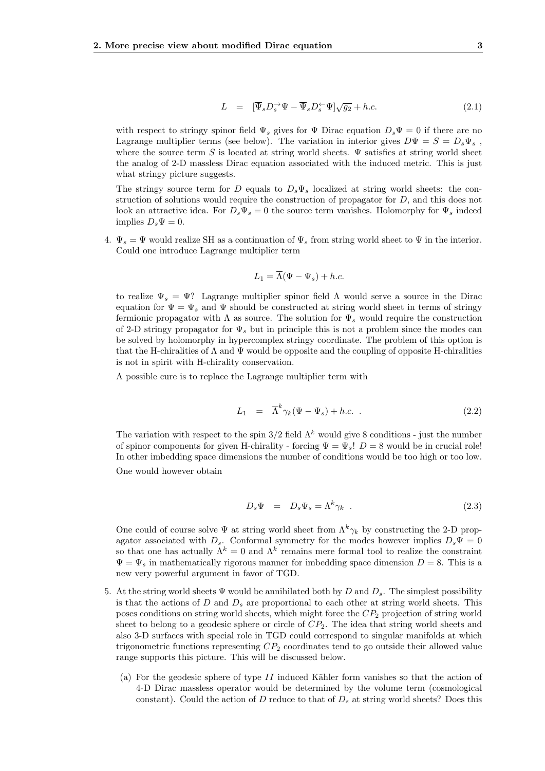$$L = [\overline{\Psi}_s D_s^{\rightarrow} \Psi - \overline{\Psi}_s D_s^{\leftarrow} \Psi]\sqrt{g_2} + h.c. \quad (2.1)$$

with respect to stringy spinor field $\Psi_s$ gives for $\Psi$ Dirac equation $D_s\Psi = 0$ if there are no Lagrange multiplier terms (see below). The variation in interior gives $D\Psi = S = D_s\Psi_s$ , where the source term $S$ is located at string world sheets. $\Psi$ satisfies at string world sheet the analog of 2-D massless Dirac equation associated with the induced metric. This is just what stringy picture suggests.

The stringy source term for $D$ equals to $D_s\Psi_s$ localized at string world sheets: the construction of solutions would require the construction of propagator for $D$, and this does not look an attractive idea. For $D_s\Psi_s = 0$ the source term vanishes. Holomorphy for $\Psi_s$ indeed implies $D_s\Psi = 0$.

4. $\Psi_s = \Psi$ would realize SH as a continuation of $\Psi_s$ from string world sheet to $\Psi$ in the interior. Could one introduce Lagrange multiplier term

$$L_1 = \overline{\Lambda}(\Psi - \Psi_s) + h.c.$$

to realize $\Psi_s = \Psi$? Lagrange multiplier spinor field $\Lambda$ would serve a source in the Dirac equation for $\Psi = \Psi_s$ and $\Psi$ should be constructed at string world sheet in terms of stringy fermionic propagator with $\Lambda$ as source. The solution for $\Psi_s$ would require the construction of 2-D stringy propagator for $\Psi_s$ but in principle this is not a problem since the modes can be solved by holomorphy in hypercomplex stringy coordinate. The problem of this option is that the H-chiralities of $\Lambda$ and $\Psi$ would be opposite and the coupling of opposite H-chiralities is not in spirit with H-chirality conservation.

A possible cure is to replace the Lagrange multiplier term with

$$L_1 = \overline{\Lambda}^k \gamma_k(\Psi - \Psi_s) + h.c. \ . \quad (2.2)$$

The variation with respect to the spin 3/2 field $\Lambda^k$ would give 8 conditions - just the number of spinor components for given H-chirality - forcing $\Psi = \Psi_s$! $D = 8$ would be in crucial role! In other imbedding space dimensions the number of conditions would be too high or too low.

One would however obtain

$$D_s\Psi = D_s\Psi_s = \Lambda^k\gamma_k \ . \quad (2.3)$$

One could of course solve $\Psi$ at string world sheet from $\Lambda^k\gamma_k$ by constructing the 2-D propagator associated with $D_s$. Conformal symmetry for the modes however implies $D_s\Psi = 0$ so that one has actually $\Lambda^k = 0$ and $\Lambda^k$ remains mere formal tool to realize the constraint $\Psi = \Psi_s$ in mathematically rigorous manner for imbedding space dimension $D = 8$. This is a new very powerful argument in favor of TGD.

5. At the string world sheets $\Psi$ would be annihilated both by $D$ and $D_s$. The simplest possibility is that the actions of $D$ and $D_s$ are proportional to each other at string world sheets. This poses conditions on string world sheets, which might force the $CP_2$ projection of string world sheet to belong to a geodesic sphere or circle of $CP_2$. The idea that string world sheets and also 3-D surfaces with special role in TGD could correspond to singular manifolds at which trigonometric functions representing $CP_2$ coordinates tend to go outside their allowed value range supports this picture. This will be discussed below.

   (a) For the geodesic sphere of type $II$ induced Kähler form vanishes so that the action of 4-D Dirac massless operator would be determined by the volume term (cosmological constant). Could the action of $D$ reduce to that of $D_s$ at string world sheets? Does this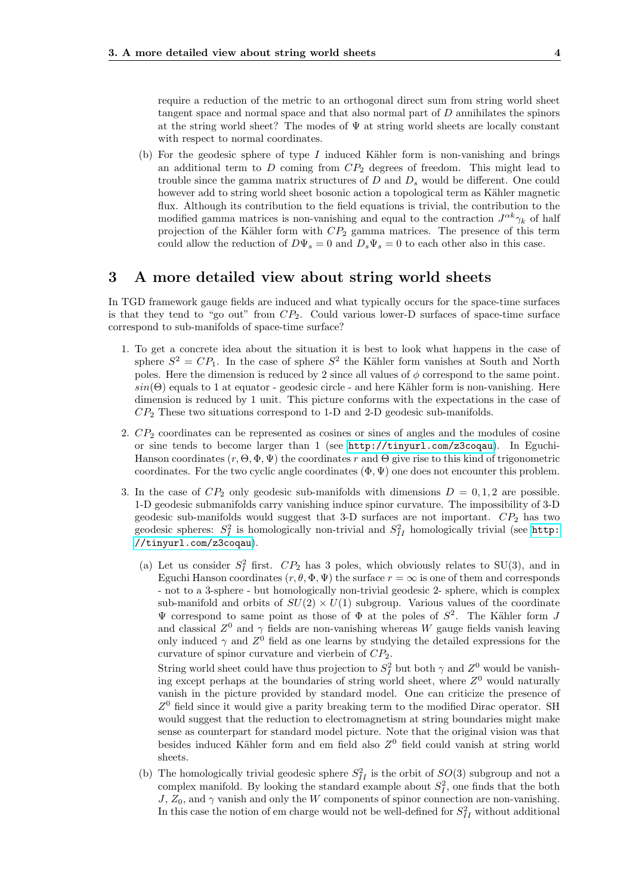require a reduction of the metric to an orthogonal direct sum from string world sheet tangent space and normal space and that also normal part of $D$ annihilates the spinors at the string world sheet? The modes of $\Psi$ at string world sheets are locally constant with respect to normal coordinates.

(b) For the geodesic sphere of type $I$ induced Kähler form is non-vanishing and brings an additional term to $D$ coming from $CP_2$ degrees of freedom. This might lead to trouble since the gamma matrix structures of $D$ and $D_s$ would be different. One could however add to string world sheet bosonic action a topological term as Kähler magnetic flux. Although its contribution to the field equations is trivial, the contribution to the modified gamma matrices is non-vanishing and equal to the contraction $J^{\alpha k}\gamma_k$ of half projection of the Kähler form with $CP_2$ gamma matrices. The presence of this term could allow the reduction of $D\Psi_s = 0$ and $D_s\Psi_s = 0$ to each other also in this case.

## 3 A more detailed view about string world sheets

In TGD framework gauge fields are induced and what typically occurs for the space-time surfaces is that they tend to "go out" from $CP_2$. Could various lower-D surfaces of space-time surface correspond to sub-manifolds of space-time surface?

1. To get a concrete idea about the situation it is best to look what happens in the case of sphere $S^2 = CP_1$. In the case of sphere $S^2$ the Kähler form vanishes at South and North poles. Here the dimension is reduced by 2 since all values of $\phi$ correspond to the same point. $sin(\Theta)$ equals to 1 at equator - geodesic circle - and here Kähler form is non-vanishing. Here dimension is reduced by 1 unit. This picture conforms with the expectations in the case of $CP_2$ These two situations correspond to 1-D and 2-D geodesic sub-manifolds.

2. $CP_2$ coordinates can be represented as cosines or sines of angles and the modules of cosine or sine tends to become larger than 1 (see http://tinyurl.com/z3coqau). In Eguchi-Hanson coordinates $(r, \Theta, \Phi, \Psi)$ the coordinates $r$ and $\Theta$ give rise to this kind of trigonometric coordinates. For the two cyclic angle coordinates $(\Phi, \Psi)$ one does not encounter this problem.

3. In the case of $CP_2$ only geodesic sub-manifolds with dimensions $D = 0, 1, 2$ are possible. 1-D geodesic submanifolds carry vanishing induce spinor curvature. The impossibility of 3-D geodesic sub-manifolds would suggest that 3-D surfaces are not important. $CP_2$ has two geodesic spheres: $S^2_I$ is homologically non-trivial and $S^2_{II}$ homologically trivial (see http://tinyurl.com/z3coqau).

   (a) Let us consider $S^2_I$ first. $CP_2$ has 3 poles, which obviously relates to SU(3), and in Eguchi Hanson coordinates $(r, \theta, \Phi, \Psi)$ the surface $r = \infty$ is one of them and corresponds - not to a 3-sphere - but homologically non-trivial geodesic 2- sphere, which is complex sub-manifold and orbits of $SU(2) \times U(1)$ subgroup. Various values of the coordinate $\Psi$ correspond to same point as those of $\Phi$ at the poles of $S^2$. The Kähler form $J$ and classical $Z^0$ and $\gamma$ fields are non-vanishing whereas $W$ gauge fields vanish leaving only induced $\gamma$ and $Z^0$ field as one learns by studying the detailed expressions for the curvature of spinor curvature and vierbein of $CP_2$.

   String world sheet could have thus projection to $S^2_I$ but both $\gamma$ and $Z^0$ would be vanishing except perhaps at the boundaries of string world sheet, where $Z^0$ would naturally vanish in the picture provided by standard model. One can criticize the presence of $Z^0$ field since it would give a parity breaking term to the modified Dirac operator. SH would suggest that the reduction to electromagnetism at string boundaries might make sense as counterpart for standard model picture. Note that the original vision was that besides induced Kähler form and em field also $Z^0$ field could vanish at string world sheets.

   (b) The homologically trivial geodesic sphere $S^2_{II}$ is the orbit of $SO(3)$ subgroup and not a complex manifold. By looking the standard example about $S^2_I$, one finds that the both $J$, $Z_0$, and $\gamma$ vanish and only the $W$ components of spinor connection are non-vanishing. In this case the notion of em charge would not be well-defined for $S^2_{II}$ without additional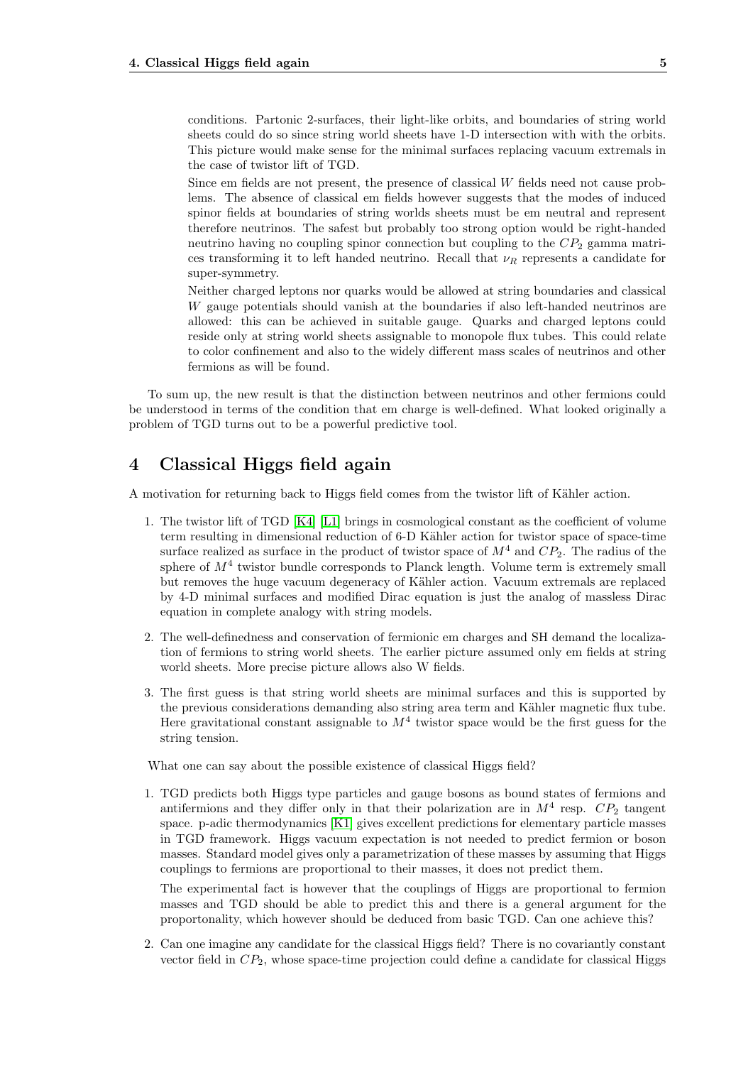conditions. Partonic 2-surfaces, their light-like orbits, and boundaries of string world sheets could do so since string world sheets have 1-D intersection with with the orbits. This picture would make sense for the minimal surfaces replacing vacuum extremals in the case of twistor lift of TGD.

Since em fields are not present, the presence of classical $W$ fields need not cause problems. The absence of classical em fields however suggests that the modes of induced spinor fields at boundaries of string worlds sheets must be em neutral and represent therefore neutrinos. The safest but probably too strong option would be right-handed neutrino having no coupling spinor connection but coupling to the $CP_2$ gamma matrices transforming it to left handed neutrino. Recall that $\nu_R$ represents a candidate for super-symmetry.

Neither charged leptons nor quarks would be allowed at string boundaries and classical $W$ gauge potentials should vanish at the boundaries if also left-handed neutrinos are allowed: this can be achieved in suitable gauge. Quarks and charged leptons could reside only at string world sheets assignable to monopole flux tubes. This could relate to color confinement and also to the widely different mass scales of neutrinos and other fermions as will be found.

To sum up, the new result is that the distinction between neutrinos and other fermions could be understood in terms of the condition that em charge is well-defined. What looked originally a problem of TGD turns out to be a powerful predictive tool.

# 4 Classical Higgs field again

A motivation for returning back to Higgs field comes from the twistor lift of Kähler action.

1. The twistor lift of TGD [K4] [L1] brings in cosmological constant as the coefficient of volume term resulting in dimensional reduction of 6-D Kähler action for twistor space of space-time surface realized as surface in the product of twistor space of $M^4$ and $CP_2$. The radius of the sphere of $M^4$ twistor bundle corresponds to Planck length. Volume term is extremely small but removes the huge vacuum degeneracy of Kähler action. Vacuum extremals are replaced by 4-D minimal surfaces and modified Dirac equation is just the analog of massless Dirac equation in complete analogy with string models.

2. The well-definedness and conservation of fermionic em charges and SH demand the localization of fermions to string world sheets. The earlier picture assumed only em fields at string world sheets. More precise picture allows also W fields.

3. The first guess is that string world sheets are minimal surfaces and this is supported by the previous considerations demanding also string area term and Kähler magnetic flux tube. Here gravitational constant assignable to $M^4$ twistor space would be the first guess for the string tension.

What one can say about the possible existence of classical Higgs field?

1. TGD predicts both Higgs type particles and gauge bosons as bound states of fermions and antifermions and they differ only in that their polarization are in $M^4$ resp. $CP_2$ tangent space. p-adic thermodynamics [K1] gives excellent predictions for elementary particle masses in TGD framework. Higgs vacuum expectation is not needed to predict fermion or boson masses. Standard model gives only a parametrization of these masses by assuming that Higgs couplings to fermions are proportional to their masses, it does not predict them.

   The experimental fact is however that the couplings of Higgs are proportional to fermion masses and TGD should be able to predict this and there is a general argument for the proportonality, which however should be deduced from basic TGD. Can one achieve this?

2. Can one imagine any candidate for the classical Higgs field? There is no covariantly constant vector field in $CP_2$, whose space-time projection could define a candidate for classical Higgs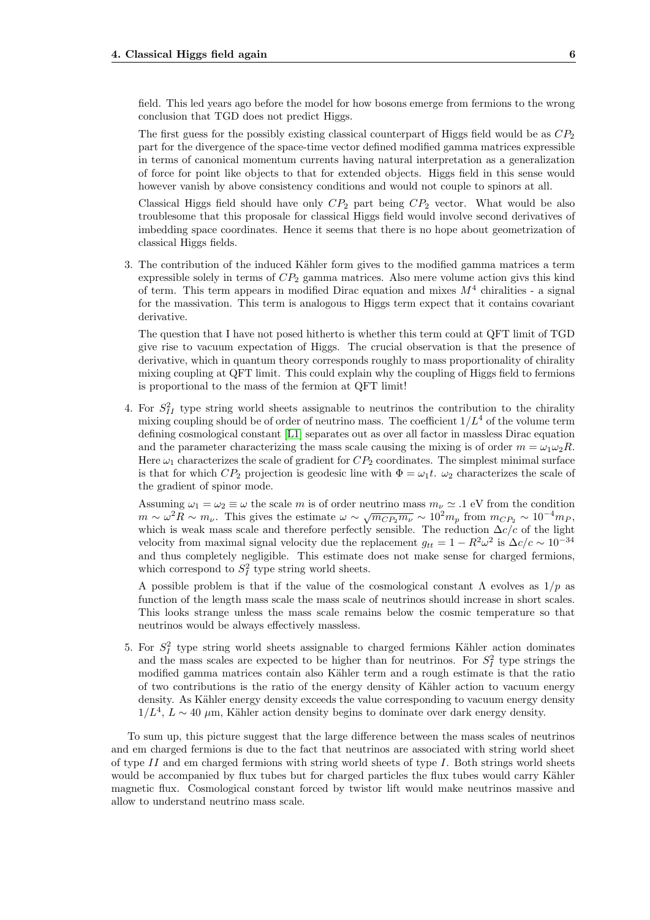field. This led years ago before the model for how bosons emerge from fermions to the wrong conclusion that TGD does not predict Higgs.

The first guess for the possibly existing classical counterpart of Higgs field would be as $CP_2$ part for the divergence of the space-time vector defined modified gamma matrices expressible in terms of canonical momentum currents having natural interpretation as a generalization of force for point like objects to that for extended objects. Higgs field in this sense would however vanish by above consistency conditions and would not couple to spinors at all.

Classical Higgs field should have only $CP_2$ part being $CP_2$ vector. What would be also troublesome that this proposale for classical Higgs field would involve second derivatives of imbedding space coordinates. Hence it seems that there is no hope about geometrization of classical Higgs fields.

3. The contribution of the induced Kähler form gives to the modified gamma matrices a term expressible solely in terms of $CP_2$ gamma matrices. Also mere volume action givs this kind of term. This term appears in modified Dirac equation and mixes $M^4$ chiralities - a signal for the massivation. This term is analogous to Higgs term expect that it contains covariant derivative.

   The question that I have not posed hitherto is whether this term could at QFT limit of TGD give rise to vacuum expectation of Higgs. The crucial observation is that the presence of derivative, which in quantum theory corresponds roughly to mass proportionality of chirality mixing coupling at QFT limit. This could explain why the coupling of Higgs field to fermions is proportional to the mass of the fermion at QFT limit!

4. For $S^2_{II}$ type string world sheets assignable to neutrinos the contribution to the chirality mixing coupling should be of order of neutrino mass. The coefficient $1/L^4$ of the volume term defining cosmological constant [L1] separates out as over all factor in massless Dirac equation and the parameter characterizing the mass scale causing the mixing is of order $m = \omega_1\omega_2 R$. Here $\omega_1$ characterizes the scale of gradient for $CP_2$ coordinates. The simplest minimal surface is that for which $CP_2$ projection is geodesic line with $\Phi = \omega_1 t$. $\omega_2$ characterizes the scale of the gradient of spinor mode.

   Assuming $\omega_1 = \omega_2 \equiv \omega$ the scale $m$ is of order neutrino mass $m_\nu \simeq .1$ eV from the condition $m \sim \omega^2 R \sim m_\nu$. This gives the estimate $\omega \sim \sqrt{m_{CP_2} m_\nu} \sim 10^2 m_p$ from $m_{CP_2} \sim 10^{-4} m_P$, which is weak mass scale and therefore perfectly sensible. The reduction $\Delta c/c$ of the light velocity from maximal signal velocity due the replacement $g_{tt} = 1 - R^2\omega^2$ is $\Delta c/c \sim 10^{-34}$ and thus completely negligible. This estimate does not make sense for charged fermions, which correspond to $S^2_I$ type string world sheets.

   A possible problem is that if the value of the cosmological constant $\Lambda$ evolves as $1/p$ as function of the length mass scale the mass scale of neutrinos should increase in short scales. This looks strange unless the mass scale remains below the cosmic temperature so that neutrinos would be always effectively massless.

5. For $S^2_I$ type string world sheets assignable to charged fermions Kähler action dominates and the mass scales are expected to be higher than for neutrinos. For $S^2_I$ type strings the modified gamma matrices contain also Kähler term and a rough estimate is that the ratio of two contributions is the ratio of the energy density of Kähler action to vacuum energy density. As Kähler energy density exceeds the value corresponding to vacuum energy density $1/L^4$, $L \sim 40$ $\mu$m, Kähler action density begins to dominate over dark energy density.

To sum up, this picture suggest that the large difference between the mass scales of neutrinos and em charged fermions is due to the fact that neutrinos are associated with string world sheet of type $II$ and em charged fermions with string world sheets of type $I$. Both strings world sheets would be accompanied by flux tubes but for charged particles the flux tubes would carry Kähler magnetic flux. Cosmological constant forced by twistor lift would make neutrinos massive and allow to understand neutrino mass scale.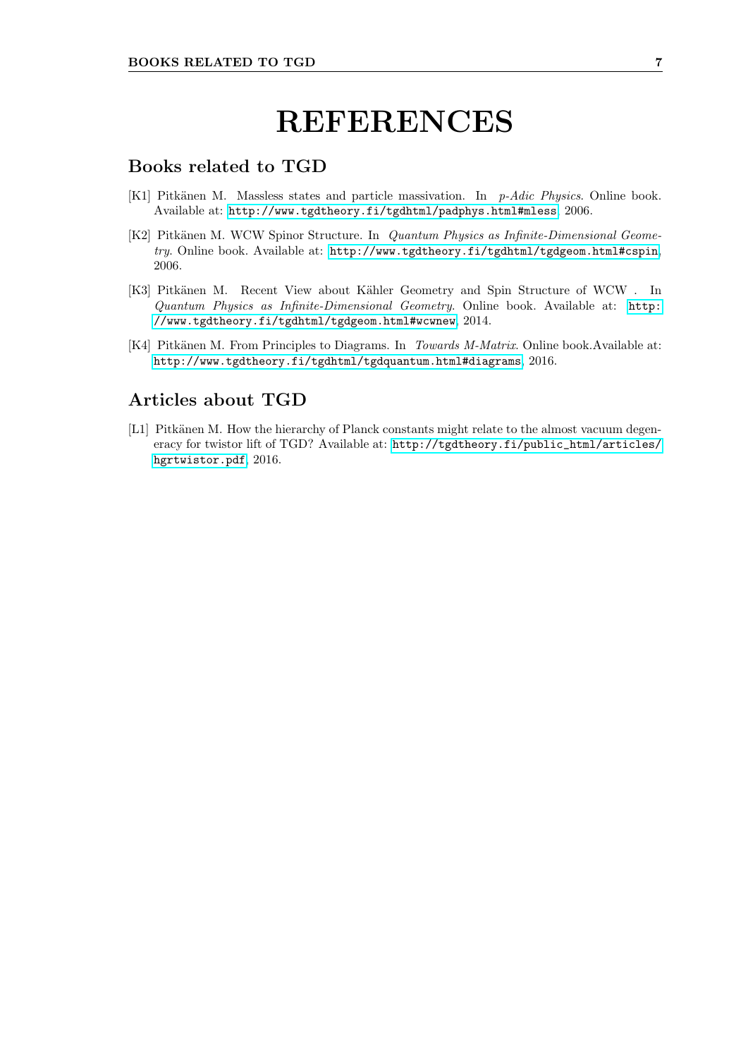# REFERENCES

## Books related to TGD

[K1] Pitkänen M. Massless states and particle massivation. In *p-Adic Physics*. Online book. Available at: http://www.tgdtheory.fi/tgdhtml/padphys.html#mless, 2006.

[K2] Pitkänen M. WCW Spinor Structure. In *Quantum Physics as Infinite-Dimensional Geometry*. Online book. Available at: http://www.tgdtheory.fi/tgdhtml/tgdgeom.html#cspin, 2006.

[K3] Pitkänen M. Recent View about Kähler Geometry and Spin Structure of WCW . In *Quantum Physics as Infinite-Dimensional Geometry*. Online book. Available at: http://www.tgdtheory.fi/tgdhtml/tgdgeom.html#wcwnew, 2014.

[K4] Pitkänen M. From Principles to Diagrams. In *Towards M-Matrix*. Online book.Available at: http://www.tgdtheory.fi/tgdhtml/tgdquantum.html#diagrams, 2016.

## Articles about TGD

[L1] Pitkänen M. How the hierarchy of Planck constants might relate to the almost vacuum degeneracy for twistor lift of TGD? Available at: http://tgdtheory.fi/public_html/articles/hgrtwistor.pdf, 2016.